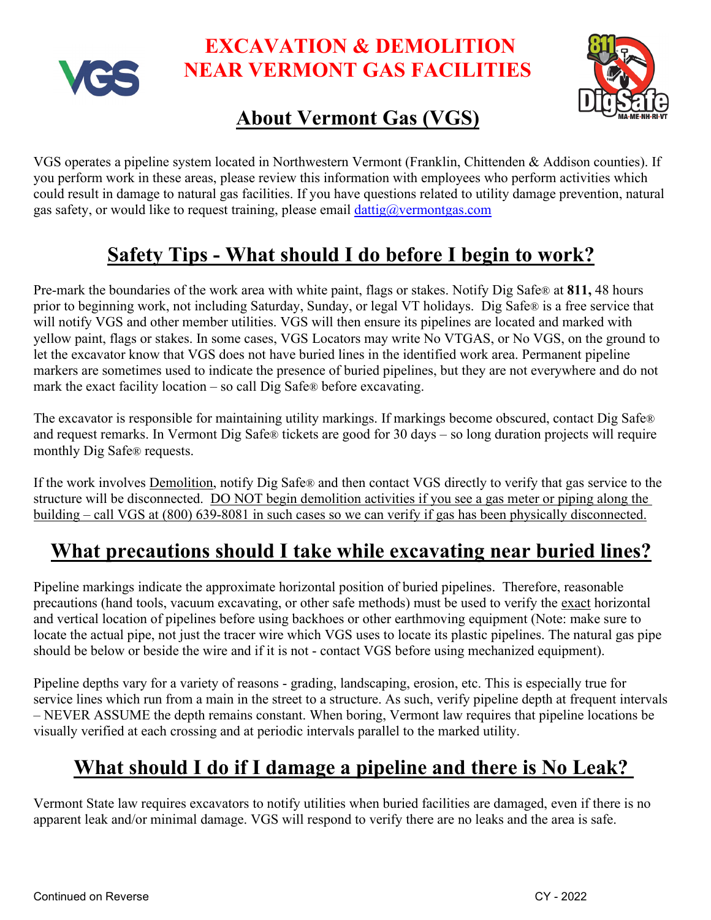# EXCAVATION & DEMOLITION NEAR VERMONT GAS FACILITIES

## About Vermont Gas (VGS)

VGS operates a pipeline system located in Northwestern Vermont (Franklin, Chittenden & Addison counties). If you perform work in these areas, please review this information with employees who perform activities which could result in damage to natural gas facilities. If you have questions related to utility damage prevention, natural gas safety, or would like to request training, please email dattig@vermontgas.com

## Safety Tips - What should I do before I begin to work?

Pre-mark the boundaries of the work area with white paint, flags or stakes. Notify Dig Safe® at **811,** 48 hours prior to beginning work, not including Saturday, Sunday, or legal VT holidays. Dig Safe® is a free service that will notify VGS and other member utilities. VGS will then ensure its pipelines are located and marked with yellow paint, flags or stakes. In some cases, VGS Locators may write No VTGAS, or No VGS, on the ground to let the excavator know that VGS does not have buried lines in the identified work area. Permanent pipeline markers are sometimes used to indicate the presence of buried pipelines, but they are not everywhere and do not mark the exact facility location – so call Dig Safe® before excavating.

The excavator is responsible for maintaining utility markings. If markings become obscured, contact Dig Safe® and request remarks. In Vermont Dig Safe® tickets are good for 30 days – so long duration projects will require monthly Dig Safe® requests.

If the work involves Demolition, notify Dig Safe® and then contact VGS directly to verify that gas service to the structure will be disconnected. DO NOT begin demolition activities if you see a gas meter or piping along the building – call VGS at (800) 639-8081 in such cases so we can verify if gas has been physically disconnected.

## What precautions should I take while excavating near buried lines?

Pipeline markings indicate the approximate horizontal position of buried pipelines. Therefore, reasonable precautions (hand tools, vacuum excavating, or other safe methods) must be used to verify the exact horizontal and vertical location of pipelines before using backhoes or other earthmoving equipment (Note: make sure to locate the actual pipe, not just the tracer wire which VGS uses to locate its plastic pipelines. The natural gas pipe should be below or beside the wire and if it is not - contact VGS before using mechanized equipment).

Pipeline depths vary for a variety of reasons - grading, landscaping, erosion, etc. This is especially true for service lines which run from a main in the street to a structure. As such, verify pipeline depth at frequent intervals – NEVER ASSUME the depth remains constant. When boring, Vermont law requires that pipeline locations be visually verified at each crossing and at periodic intervals parallel to the marked utility.

## What should I do if I damage a pipeline and there is No Leak?

Vermont State law requires excavators to notify utilities when buried facilities are damaged, even if there is no apparent leak and/or minimal damage. VGS will respond to verify there are no leaks and the area is safe.

Continued on Reverse

CY - 2022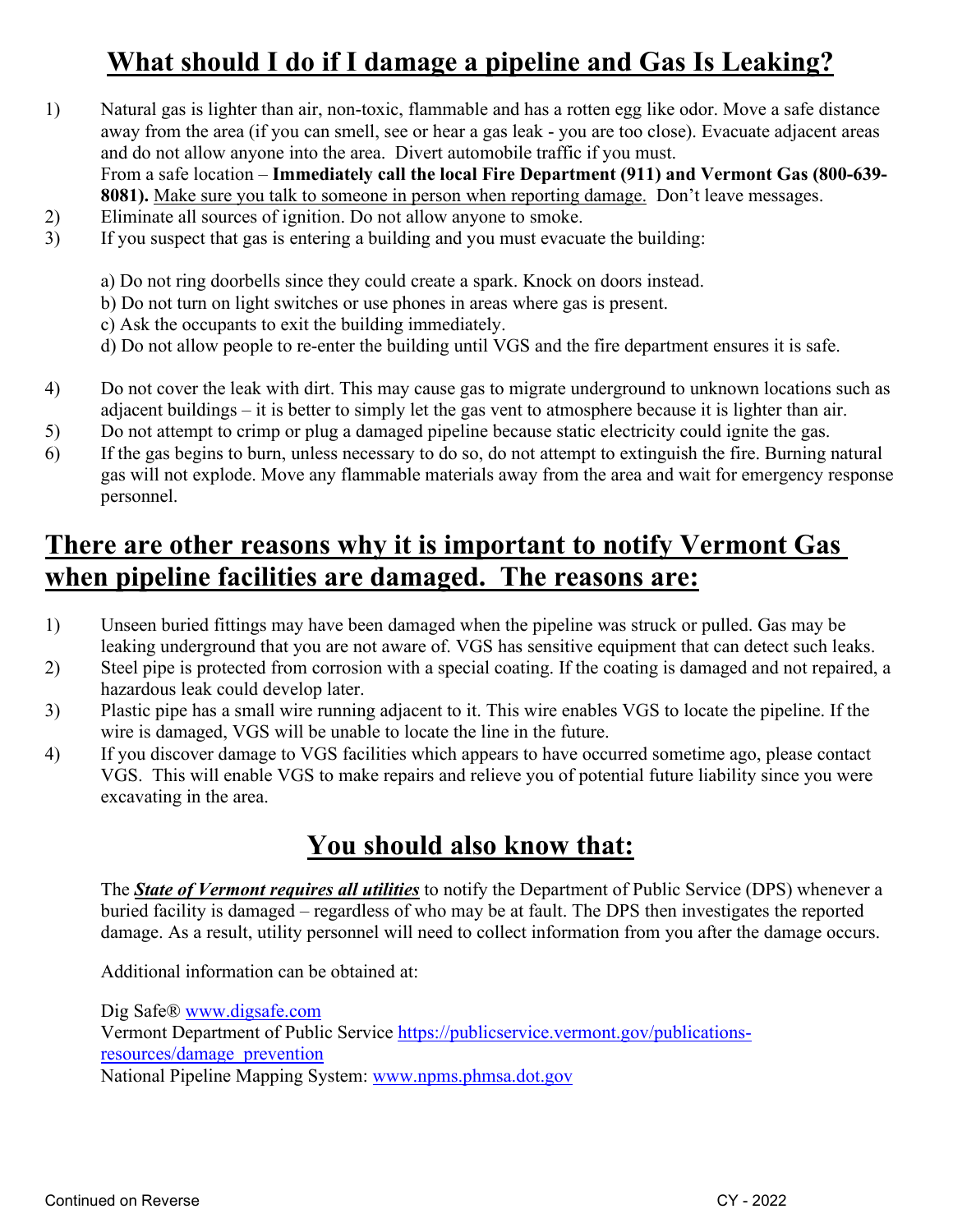# What should I do if I damage a pipeline and Gas Is Leaking?

1) Natural gas is lighter than air, non-toxic, flammable and has a rotten egg like odor. Move a safe distance away from the area (if you can smell, see or hear a gas leak - you are too close). Evacuate adjacent areas and do not allow anyone into the area. Divert automobile traffic if you must.
   From a safe location – **Immediately call the local Fire Department (911) and Vermont Gas (800-639-8081).** <u>Make sure you talk to someone in person when reporting damage.</u> Don't leave messages.
2) Eliminate all sources of ignition. Do not allow anyone to smoke.
3) If you suspect that gas is entering a building and you must evacuate the building:

   a) Do not ring doorbells since they could create a spark. Knock on doors instead.
   b) Do not turn on light switches or use phones in areas where gas is present.
   c) Ask the occupants to exit the building immediately.
   d) Do not allow people to re-enter the building until VGS and the fire department ensures it is safe.

4) Do not cover the leak with dirt. This may cause gas to migrate underground to unknown locations such as adjacent buildings – it is better to simply let the gas vent to atmosphere because it is lighter than air.
5) Do not attempt to crimp or plug a damaged pipeline because static electricity could ignite the gas.
6) If the gas begins to burn, unless necessary to do so, do not attempt to extinguish the fire. Burning natural gas will not explode. Move any flammable materials away from the area and wait for emergency response personnel.

## There are other reasons why it is important to notify Vermont Gas when pipeline facilities are damaged. The reasons are:

1) Unseen buried fittings may have been damaged when the pipeline was struck or pulled. Gas may be leaking underground that you are not aware of. VGS has sensitive equipment that can detect such leaks.
2) Steel pipe is protected from corrosion with a special coating. If the coating is damaged and not repaired, a hazardous leak could develop later.
3) Plastic pipe has a small wire running adjacent to it. This wire enables VGS to locate the pipeline. If the wire is damaged, VGS will be unable to locate the line in the future.
4) If you discover damage to VGS facilities which appears to have occurred sometime ago, please contact VGS. This will enable VGS to make repairs and relieve you of potential future liability since you were excavating in the area.

## You should also know that:

The ***<u>State of Vermont requires all utilities</u>*** to notify the Department of Public Service (DPS) whenever a buried facility is damaged – regardless of who may be at fault. The DPS then investigates the reported damage. As a result, utility personnel will need to collect information from you after the damage occurs.

Additional information can be obtained at:

Dig Safe® www.digsafe.com
Vermont Department of Public Service https://publicservice.vermont.gov/publications-resources/damage_prevention
National Pipeline Mapping System: www.npms.phmsa.dot.gov

Continued on Reverse

CY - 2022